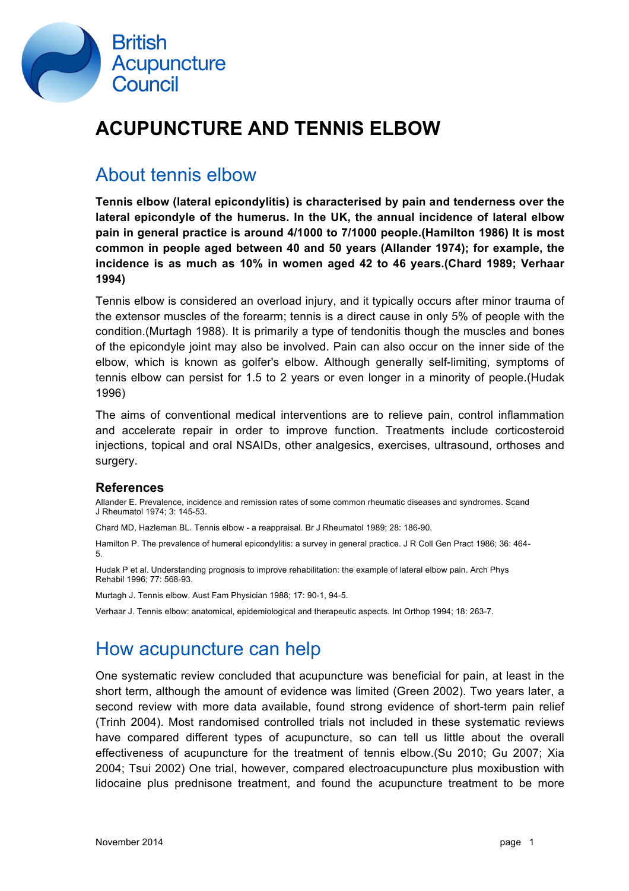British Acupuncture Council

# ACUPUNCTURE AND TENNIS ELBOW

## About tennis elbow

**Tennis elbow (lateral epicondylitis) is characterised by pain and tenderness over the lateral epicondyle of the humerus. In the UK, the annual incidence of lateral elbow pain in general practice is around 4/1000 to 7/1000 people.(Hamilton 1986) It is most common in people aged between 40 and 50 years (Allander 1974); for example, the incidence is as much as 10% in women aged 42 to 46 years.(Chard 1989; Verhaar 1994)**

Tennis elbow is considered an overload injury, and it typically occurs after minor trauma of the extensor muscles of the forearm; tennis is a direct cause in only 5% of people with the condition.(Murtagh 1988). It is primarily a type of tendonitis though the muscles and bones of the epicondyle joint may also be involved. Pain can also occur on the inner side of the elbow, which is known as golfer's elbow. Although generally self-limiting, symptoms of tennis elbow can persist for 1.5 to 2 years or even longer in a minority of people.(Hudak 1996)

The aims of conventional medical interventions are to relieve pain, control inflammation and accelerate repair in order to improve function. Treatments include corticosteroid injections, topical and oral NSAIDs, other analgesics, exercises, ultrasound, orthoses and surgery.

### References

Allander E. Prevalence, incidence and remission rates of some common rheumatic diseases and syndromes. Scand J Rheumatol 1974; 3: 145-53.

Chard MD, Hazleman BL. Tennis elbow - a reappraisal. Br J Rheumatol 1989; 28: 186-90.

Hamilton P. The prevalence of humeral epicondylitis: a survey in general practice. J R Coll Gen Pract 1986; 36: 464-5.

Hudak P et al. Understanding prognosis to improve rehabilitation: the example of lateral elbow pain. Arch Phys Rehabil 1996; 77: 568-93.

Murtagh J. Tennis elbow. Aust Fam Physician 1988; 17: 90-1, 94-5.

Verhaar J. Tennis elbow: anatomical, epidemiological and therapeutic aspects. Int Orthop 1994; 18: 263-7.

## How acupuncture can help

One systematic review concluded that acupuncture was beneficial for pain, at least in the short term, although the amount of evidence was limited (Green 2002). Two years later, a second review with more data available, found strong evidence of short-term pain relief (Trinh 2004). Most randomised controlled trials not included in these systematic reviews have compared different types of acupuncture, so can tell us little about the overall effectiveness of acupuncture for the treatment of tennis elbow.(Su 2010; Gu 2007; Xia 2004; Tsui 2002) One trial, however, compared electroacupuncture plus moxibustion with lidocaine plus prednisone treatment, and found the acupuncture treatment to be more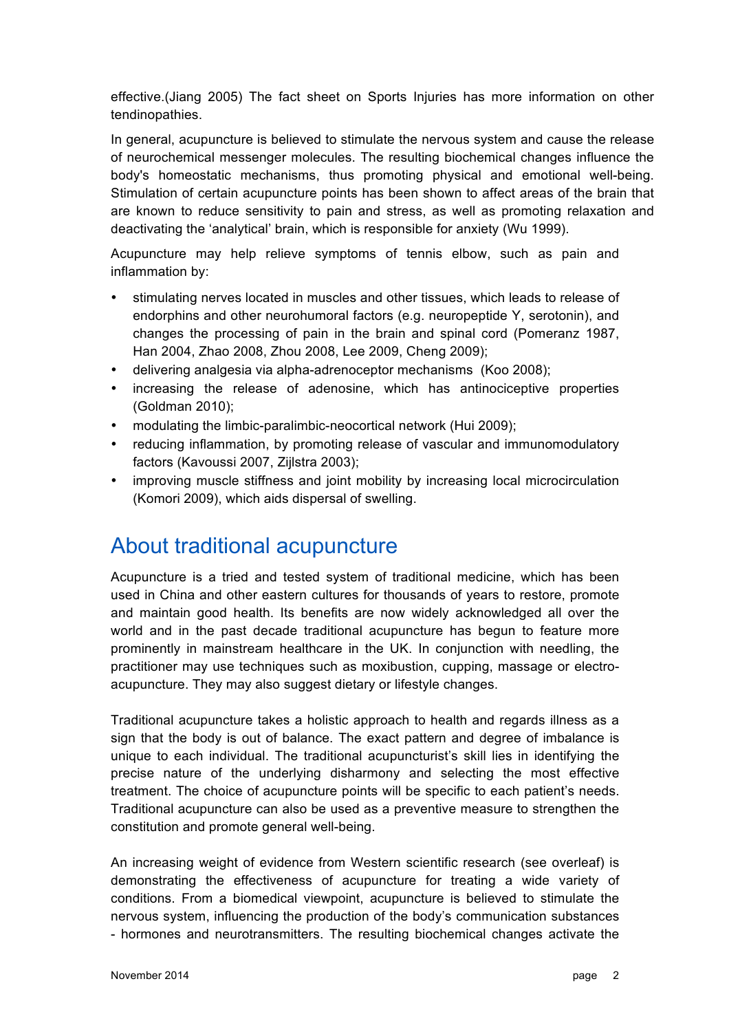effective.(Jiang 2005) The fact sheet on Sports Injuries has more information on other tendinopathies.

In general, acupuncture is believed to stimulate the nervous system and cause the release of neurochemical messenger molecules. The resulting biochemical changes influence the body's homeostatic mechanisms, thus promoting physical and emotional well-being. Stimulation of certain acupuncture points has been shown to affect areas of the brain that are known to reduce sensitivity to pain and stress, as well as promoting relaxation and deactivating the 'analytical' brain, which is responsible for anxiety (Wu 1999).

Acupuncture may help relieve symptoms of tennis elbow, such as pain and inflammation by:

- stimulating nerves located in muscles and other tissues, which leads to release of endorphins and other neurohumoral factors (e.g. neuropeptide Y, serotonin), and changes the processing of pain in the brain and spinal cord (Pomeranz 1987, Han 2004, Zhao 2008, Zhou 2008, Lee 2009, Cheng 2009);
- delivering analgesia via alpha-adrenoceptor mechanisms (Koo 2008);
- increasing the release of adenosine, which has antinociceptive properties (Goldman 2010);
- modulating the limbic-paralimbic-neocortical network (Hui 2009);
- reducing inflammation, by promoting release of vascular and immunomodulatory factors (Kavoussi 2007, Zijlstra 2003);
- improving muscle stiffness and joint mobility by increasing local microcirculation (Komori 2009), which aids dispersal of swelling.

## About traditional acupuncture

Acupuncture is a tried and tested system of traditional medicine, which has been used in China and other eastern cultures for thousands of years to restore, promote and maintain good health. Its benefits are now widely acknowledged all over the world and in the past decade traditional acupuncture has begun to feature more prominently in mainstream healthcare in the UK. In conjunction with needling, the practitioner may use techniques such as moxibustion, cupping, massage or electro-acupuncture. They may also suggest dietary or lifestyle changes.

Traditional acupuncture takes a holistic approach to health and regards illness as a sign that the body is out of balance. The exact pattern and degree of imbalance is unique to each individual. The traditional acupuncturist's skill lies in identifying the precise nature of the underlying disharmony and selecting the most effective treatment. The choice of acupuncture points will be specific to each patient's needs. Traditional acupuncture can also be used as a preventive measure to strengthen the constitution and promote general well-being.

An increasing weight of evidence from Western scientific research (see overleaf) is demonstrating the effectiveness of acupuncture for treating a wide variety of conditions. From a biomedical viewpoint, acupuncture is believed to stimulate the nervous system, influencing the production of the body's communication substances - hormones and neurotransmitters. The resulting biochemical changes activate the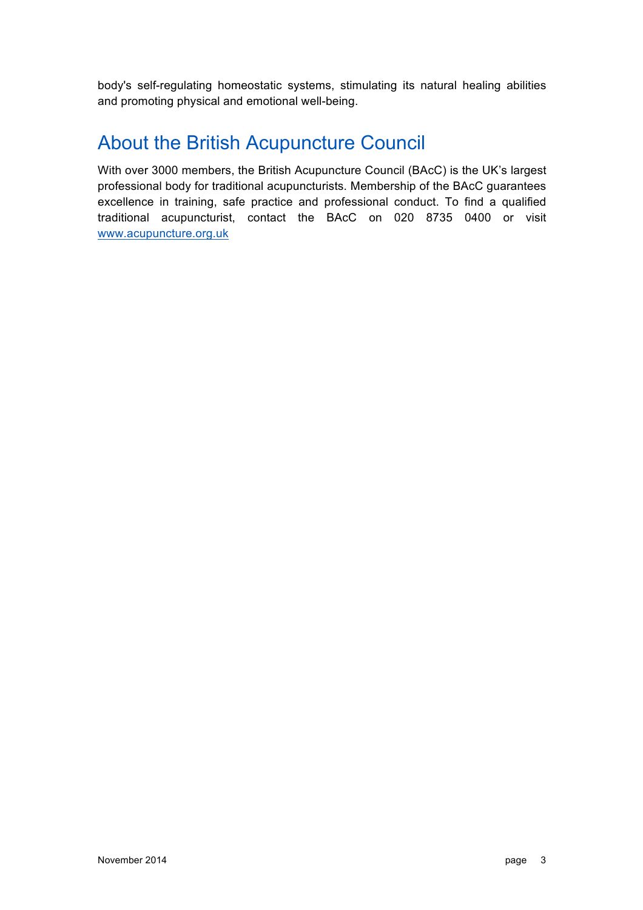body's self-regulating homeostatic systems, stimulating its natural healing abilities and promoting physical and emotional well-being.

## About the British Acupuncture Council

With over 3000 members, the British Acupuncture Council (BAcC) is the UK's largest professional body for traditional acupuncturists. Membership of the BAcC guarantees excellence in training, safe practice and professional conduct. To find a qualified traditional acupuncturist, contact the BAcC on 020 8735 0400 or visit [www.acupuncture.org.uk](http://www.acupuncture.org.uk)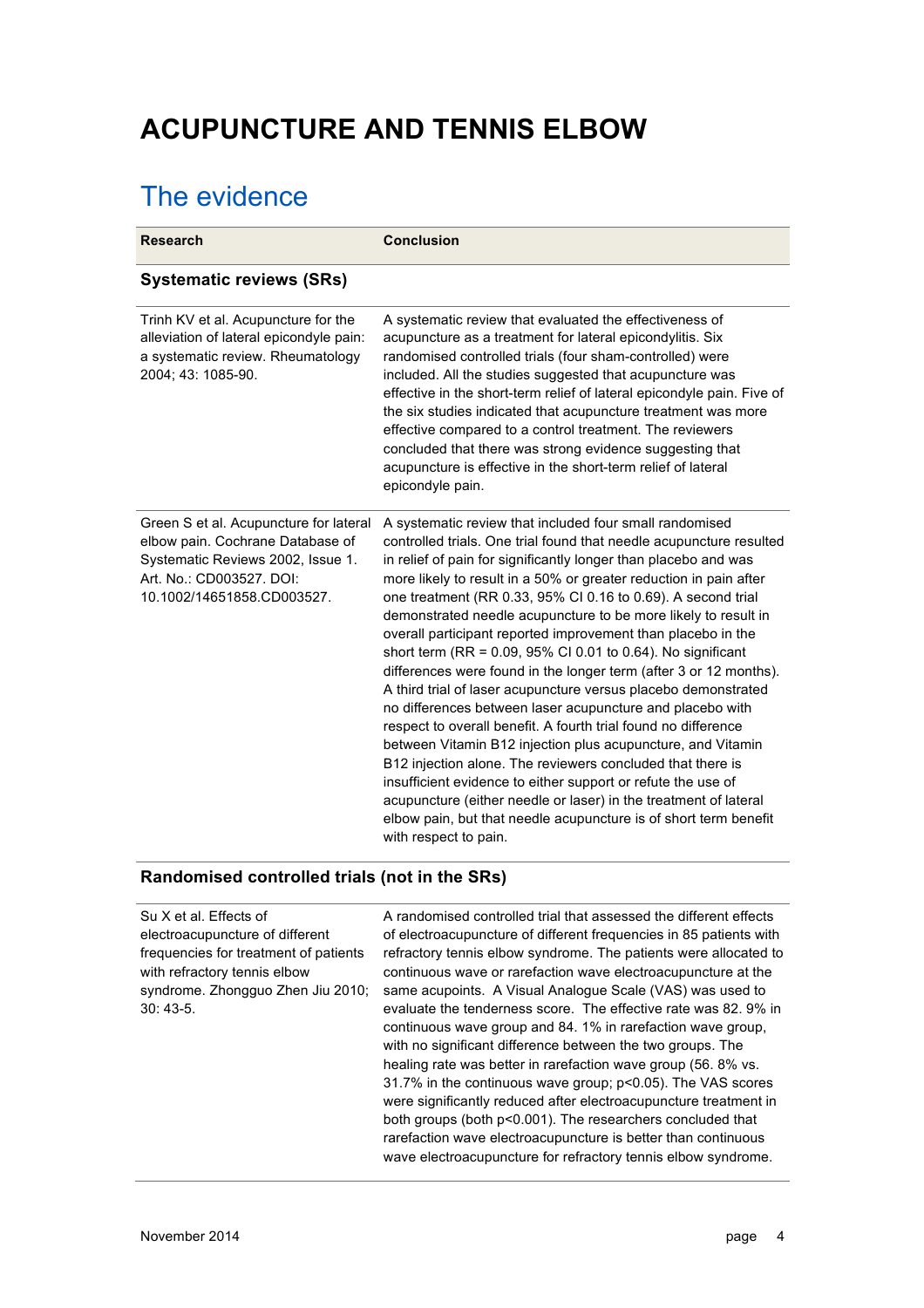# ACUPUNCTURE AND TENNIS ELBOW

## The evidence

| Research | Conclusion |
|---|---|
| **Systematic reviews (SRs)** | |
| Trinh KV et al. Acupuncture for the alleviation of lateral epicondyle pain: a systematic review. Rheumatology 2004; 43: 1085-90. | A systematic review that evaluated the effectiveness of acupuncture as a treatment for lateral epicondylitis. Six randomised controlled trials (four sham-controlled) were included. All the studies suggested that acupuncture was effective in the short-term relief of lateral epicondyle pain. Five of the six studies indicated that acupuncture treatment was more effective compared to a control treatment. The reviewers concluded that there was strong evidence suggesting that acupuncture is effective in the short-term relief of lateral epicondyle pain. |
| Green S et al. Acupuncture for lateral elbow pain. Cochrane Database of Systematic Reviews 2002, Issue 1. Art. No.: CD003527. DOI: 10.1002/14651858.CD003527. | A systematic review that included four small randomised controlled trials. One trial found that needle acupuncture resulted in relief of pain for significantly longer than placebo and was more likely to result in a 50% or greater reduction in pain after one treatment (RR 0.33, 95% CI 0.16 to 0.69). A second trial demonstrated needle acupuncture to be more likely to result in overall participant reported improvement than placebo in the short term (RR = 0.09, 95% CI 0.01 to 0.64). No significant differences were found in the longer term (after 3 or 12 months). A third trial of laser acupuncture versus placebo demonstrated no differences between laser acupuncture and placebo with respect to overall benefit. A fourth trial found no difference between Vitamin B12 injection plus acupuncture, and Vitamin B12 injection alone. The reviewers concluded that there is insufficient evidence to either support or refute the use of acupuncture (either needle or laser) in the treatment of lateral elbow pain, but that needle acupuncture is of short term benefit with respect to pain. |
| **Randomised controlled trials (not in the SRs)** | |
| Su X et al. Effects of electroacupuncture of different frequencies for treatment of patients with refractory tennis elbow syndrome. Zhongguo Zhen Jiu 2010; 30: 43-5. | A randomised controlled trial that assessed the different effects of electroacupuncture of different frequencies in 85 patients with refractory tennis elbow syndrome. The patients were allocated to continuous wave or rarefaction wave electroacupuncture at the same acupoints. A Visual Analogue Scale (VAS) was used to evaluate the tenderness score. The effective rate was 82. 9% in continuous wave group and 84. 1% in rarefaction wave group, with no significant difference between the two groups. The healing rate was better in rarefaction wave group (56. 8% vs. 31.7% in the continuous wave group; $p<0.05$). The VAS scores were significantly reduced after electroacupuncture treatment in both groups (both $p<0.001$). The researchers concluded that rarefaction wave electroacupuncture is better than continuous wave electroacupuncture for refractory tennis elbow syndrome. |

November 2014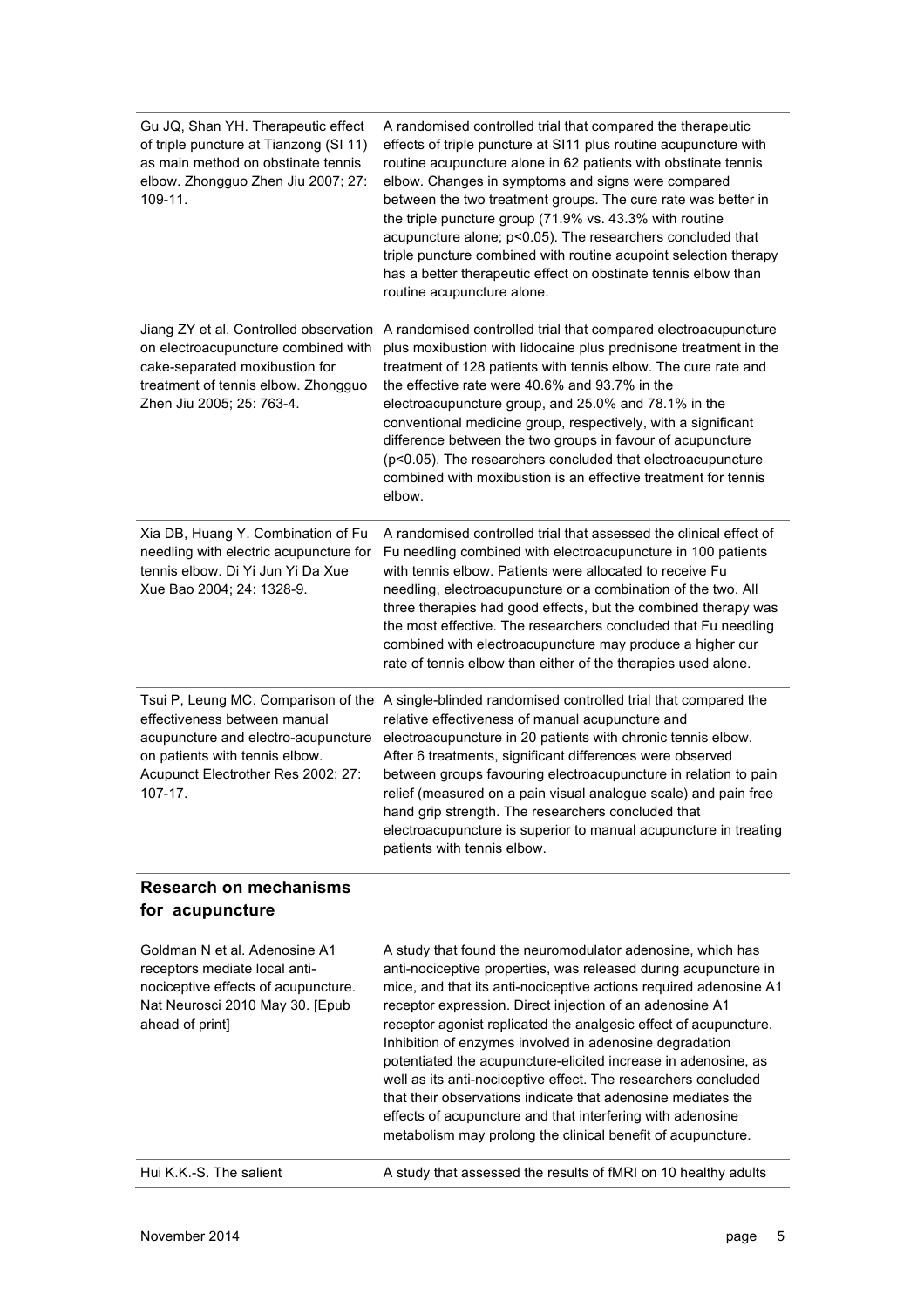| | |
|---|---|
| Gu JQ, Shan YH. Therapeutic effect of triple puncture at Tianzong (SI 11) as main method on obstinate tennis elbow. Zhongguo Zhen Jiu 2007; 27: 109-11. | A randomised controlled trial that compared the therapeutic effects of triple puncture at SI11 plus routine acupuncture with routine acupuncture alone in 62 patients with obstinate tennis elbow. Changes in symptoms and signs were compared between the two treatment groups. The cure rate was better in the triple puncture group (71.9% vs. 43.3% with routine acupuncture alone; $p<0.05$). The researchers concluded that triple puncture combined with routine acupoint selection therapy has a better therapeutic effect on obstinate tennis elbow than routine acupuncture alone. |
| Jiang ZY et al. Controlled observation on electroacupuncture combined with cake-separated moxibustion for treatment of tennis elbow. Zhongguo Zhen Jiu 2005; 25: 763-4. | A randomised controlled trial that compared electroacupuncture plus moxibustion with lidocaine plus prednisone treatment in the treatment of 128 patients with tennis elbow. The cure rate and the effective rate were 40.6% and 93.7% in the electroacupuncture group, and 25.0% and 78.1% in the conventional medicine group, respectively, with a significant difference between the two groups in favour of acupuncture ($p<0.05$). The researchers concluded that electroacupuncture combined with moxibustion is an effective treatment for tennis elbow. |
| Xia DB, Huang Y. Combination of Fu needling with electric acupuncture for tennis elbow. Di Yi Jun Yi Da Xue Xue Bao 2004; 24: 1328-9. | A randomised controlled trial that assessed the clinical effect of Fu needling combined with electroacupuncture in 100 patients with tennis elbow. Patients were allocated to receive Fu needling, electroacupuncture or a combination of the two. All three therapies had good effects, but the combined therapy was the most effective. The researchers concluded that Fu needling combined with electroacupuncture may produce a higher cur rate of tennis elbow than either of the therapies used alone. |
| Tsui P, Leung MC. Comparison of the effectiveness between manual acupuncture and electro-acupuncture on patients with tennis elbow. Acupunct Electrother Res 2002; 27: 107-17. | A single-blinded randomised controlled trial that compared the relative effectiveness of manual acupuncture and electroacupuncture in 20 patients with chronic tennis elbow. After 6 treatments, significant differences were observed between groups favouring electroacupuncture in relation to pain relief (measured on a pain visual analogue scale) and pain free hand grip strength. The researchers concluded that electroacupuncture is superior to manual acupuncture in treating patients with tennis elbow. |

## Research on mechanisms for acupuncture

| | |
|---|---|
| Goldman N et al. Adenosine A1 receptors mediate local anti-nociceptive effects of acupuncture. Nat Neurosci 2010 May 30. [Epub ahead of print] | A study that found the neuromodulator adenosine, which has anti-nociceptive properties, was released during acupuncture in mice, and that its anti-nociceptive actions required adenosine A1 receptor expression. Direct injection of an adenosine A1 receptor agonist replicated the analgesic effect of acupuncture. Inhibition of enzymes involved in adenosine degradation potentiated the acupuncture-elicited increase in adenosine, as well as its anti-nociceptive effect. The researchers concluded that their observations indicate that adenosine mediates the effects of acupuncture and that interfering with adenosine metabolism may prolong the clinical benefit of acupuncture. |
| Hui K.K.-S. The salient | A study that assessed the results of fMRI on 10 healthy adults |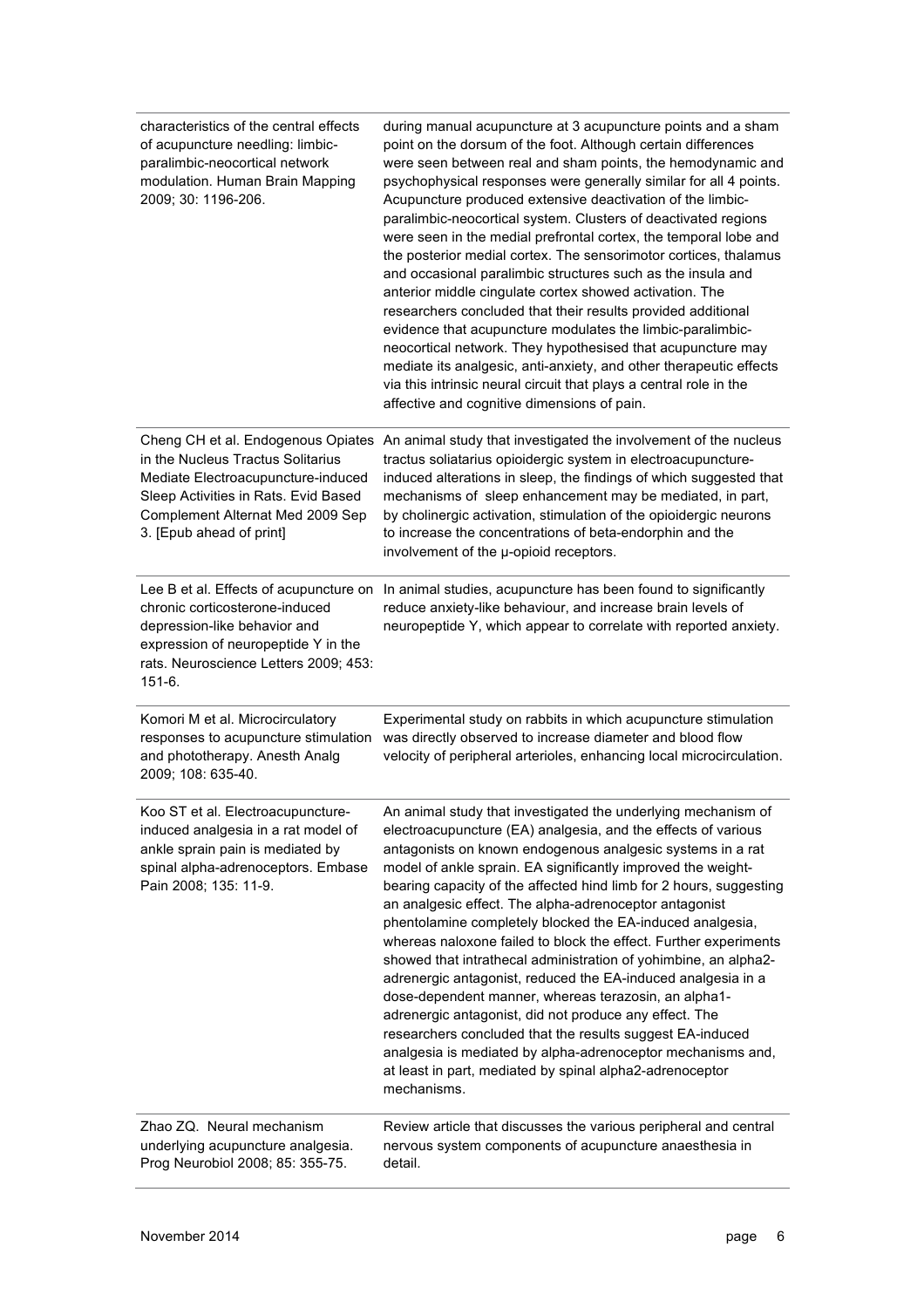| | |
|---|---|
| characteristics of the central effects of acupuncture needling: limbic-paralimbic-neocortical network modulation. Human Brain Mapping 2009; 30: 1196-206. | during manual acupuncture at 3 acupuncture points and a sham point on the dorsum of the foot. Although certain differences were seen between real and sham points, the hemodynamic and psychophysical responses were generally similar for all 4 points. Acupuncture produced extensive deactivation of the limbic-paralimbic-neocortical system. Clusters of deactivated regions were seen in the medial prefrontal cortex, the temporal lobe and the posterior medial cortex. The sensorimotor cortices, thalamus and occasional paralimbic structures such as the insula and anterior middle cingulate cortex showed activation. The researchers concluded that their results provided additional evidence that acupuncture modulates the limbic-paralimbic-neocortical network. They hypothesised that acupuncture may mediate its analgesic, anti-anxiety, and other therapeutic effects via this intrinsic neural circuit that plays a central role in the affective and cognitive dimensions of pain. |
| Cheng CH et al. Endogenous Opiates in the Nucleus Tractus Solitarius Mediate Electroacupuncture-induced Sleep Activities in Rats. Evid Based Complement Alternat Med 2009 Sep 3. [Epub ahead of print] | An animal study that investigated the involvement of the nucleus tractus soliatarius opioidergic system in electroacupuncture-induced alterations in sleep, the findings of which suggested that mechanisms of sleep enhancement may be mediated, in part, by cholinergic activation, stimulation of the opioidergic neurons to increase the concentrations of beta-endorphin and the involvement of the μ-opioid receptors. |
| Lee B et al. Effects of acupuncture on chronic corticosterone-induced depression-like behavior and expression of neuropeptide Y in the rats. Neuroscience Letters 2009; 453: 151-6. | In animal studies, acupuncture has been found to significantly reduce anxiety-like behaviour, and increase brain levels of neuropeptide Y, which appear to correlate with reported anxiety. |
| Komori M et al. Microcirculatory responses to acupuncture stimulation and phototherapy. Anesth Analg 2009; 108: 635-40. | Experimental study on rabbits in which acupuncture stimulation was directly observed to increase diameter and blood flow velocity of peripheral arterioles, enhancing local microcirculation. |
| Koo ST et al. Electroacupuncture-induced analgesia in a rat model of ankle sprain pain is mediated by spinal alpha-adrenoceptors. Embase Pain 2008; 135: 11-9. | An animal study that investigated the underlying mechanism of electroacupuncture (EA) analgesia, and the effects of various antagonists on known endogenous analgesic systems in a rat model of ankle sprain. EA significantly improved the weight-bearing capacity of the affected hind limb for 2 hours, suggesting an analgesic effect. The alpha-adrenoceptor antagonist phentolamine completely blocked the EA-induced analgesia, whereas naloxone failed to block the effect. Further experiments showed that intrathecal administration of yohimbine, an alpha2-adrenergic antagonist, reduced the EA-induced analgesia in a dose-dependent manner, whereas terazosin, an alpha1-adrenergic antagonist, did not produce any effect. The researchers concluded that the results suggest EA-induced analgesia is mediated by alpha-adrenoceptor mechanisms and, at least in part, mediated by spinal alpha2-adrenoceptor mechanisms. |
| Zhao ZQ. Neural mechanism underlying acupuncture analgesia. Prog Neurobiol 2008; 85: 355-75. | Review article that discusses the various peripheral and central nervous system components of acupuncture anaesthesia in detail. |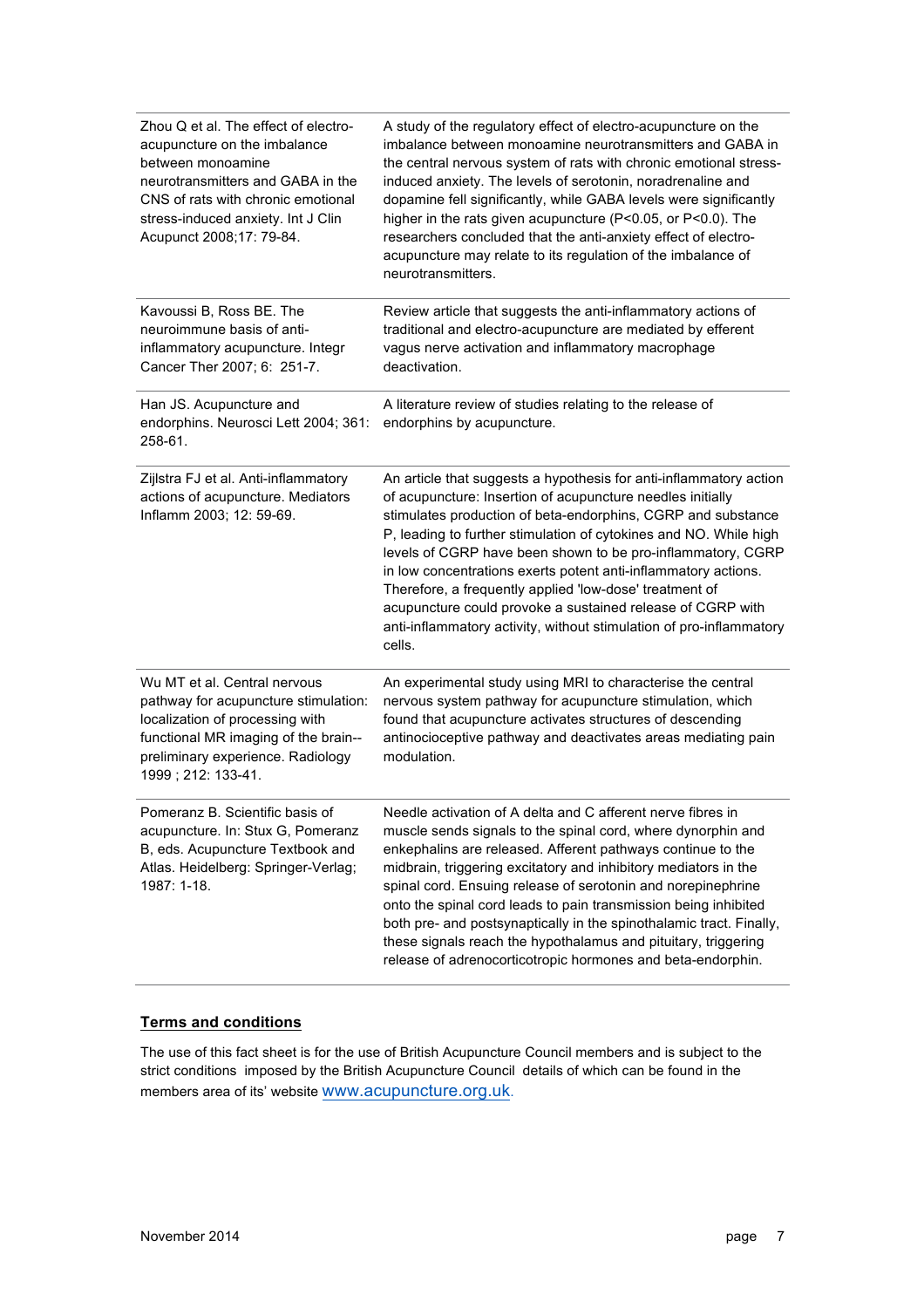| | |
|---|---|
| Zhou Q et al. The effect of electro-acupuncture on the imbalance between monoamine neurotransmitters and GABA in the CNS of rats with chronic emotional stress-induced anxiety. Int J Clin Acupunct 2008;17: 79-84. | A study of the regulatory effect of electro-acupuncture on the imbalance between monoamine neurotransmitters and GABA in the central nervous system of rats with chronic emotional stress-induced anxiety. The levels of serotonin, noradrenaline and dopamine fell significantly, while GABA levels were significantly higher in the rats given acupuncture ($P<0.05$, or $P<0.0$). The researchers concluded that the anti-anxiety effect of electro-acupuncture may relate to its regulation of the imbalance of neurotransmitters. |
| Kavoussi B, Ross BE. The neuroimmune basis of anti-inflammatory acupuncture. Integr Cancer Ther 2007; 6: 251-7. | Review article that suggests the anti-inflammatory actions of traditional and electro-acupuncture are mediated by efferent vagus nerve activation and inflammatory macrophage deactivation. |
| Han JS. Acupuncture and endorphins. Neurosci Lett 2004; 361: 258-61. | A literature review of studies relating to the release of endorphins by acupuncture. |
| Zijlstra FJ et al. Anti-inflammatory actions of acupuncture. Mediators Inflamm 2003; 12: 59-69. | An article that suggests a hypothesis for anti-inflammatory action of acupuncture: Insertion of acupuncture needles initially stimulates production of beta-endorphins, CGRP and substance P, leading to further stimulation of cytokines and NO. While high levels of CGRP have been shown to be pro-inflammatory, CGRP in low concentrations exerts potent anti-inflammatory actions. Therefore, a frequently applied 'low-dose' treatment of acupuncture could provoke a sustained release of CGRP with anti-inflammatory activity, without stimulation of pro-inflammatory cells. |
| Wu MT et al. Central nervous pathway for acupuncture stimulation: localization of processing with functional MR imaging of the brain--preliminary experience. Radiology 1999 ; 212: 133-41. | An experimental study using MRI to characterise the central nervous system pathway for acupuncture stimulation, which found that acupuncture activates structures of descending antinocioceptive pathway and deactivates areas mediating pain modulation. |
| Pomeranz B. Scientific basis of acupuncture. In: Stux G, Pomeranz B, eds. Acupuncture Textbook and Atlas. Heidelberg: Springer-Verlag; 1987: 1-18. | Needle activation of A delta and C afferent nerve fibres in muscle sends signals to the spinal cord, where dynorphin and enkephalins are released. Afferent pathways continue to the midbrain, triggering excitatory and inhibitory mediators in the spinal cord. Ensuing release of serotonin and norepinephrine onto the spinal cord leads to pain transmission being inhibited both pre- and postsynaptically in the spinothalamic tract. Finally, these signals reach the hypothalamus and pituitary, triggering release of adrenocorticotropic hormones and beta-endorphin. |

## Terms and conditions

The use of this fact sheet is for the use of British Acupuncture Council members and is subject to the strict conditions imposed by the British Acupuncture Council details of which can be found in the members area of its' website www.acupuncture.org.uk.

November 2014